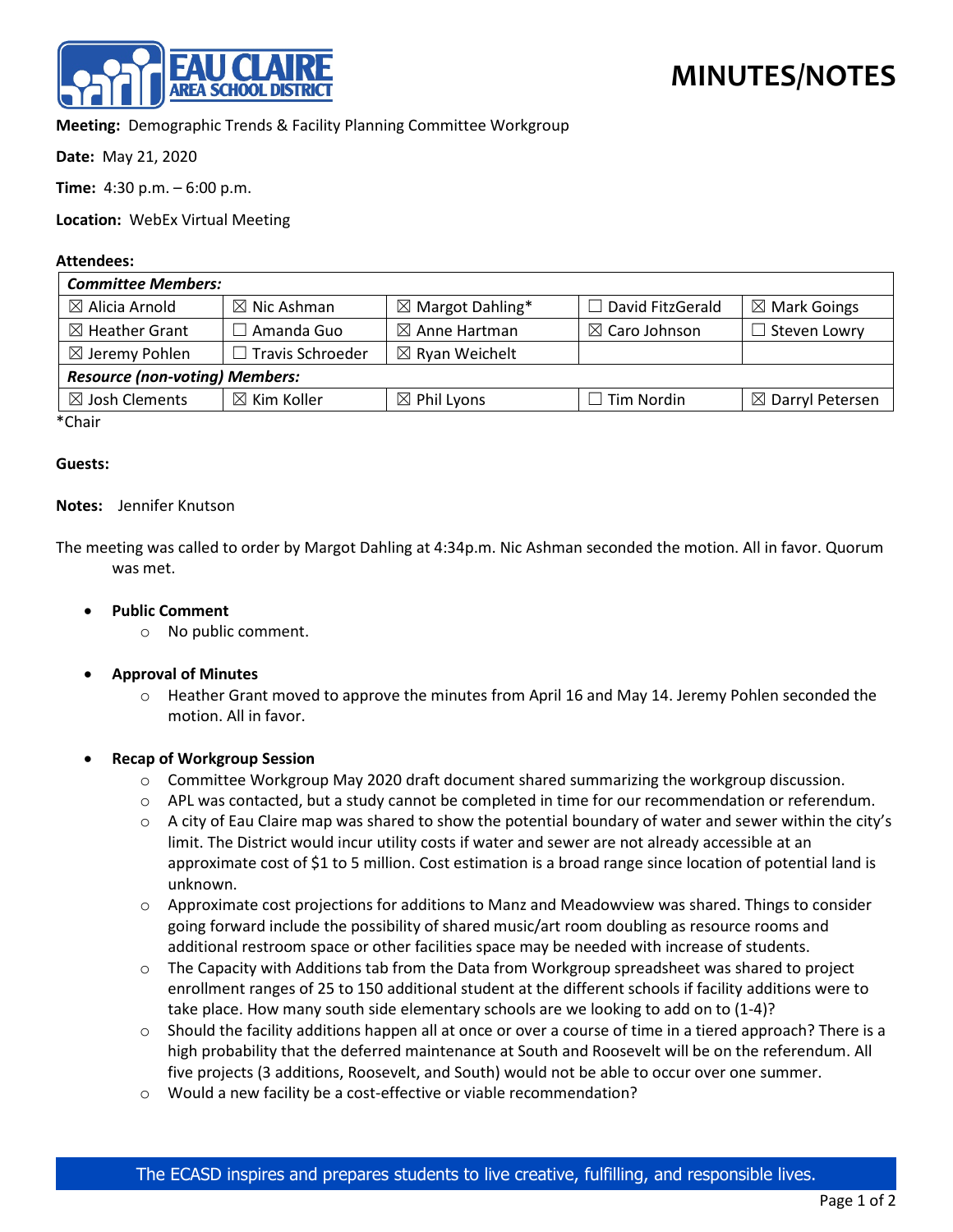# MINUTES/NOTES

**Meeting:** Demographic Trends & Facility Planning Committee Workgroup

**Date:** May 21, 2020

**Time:** 4:30 p.m. – 6:00 p.m.

**Location:** WebEx Virtual Meeting

**Attendees:**

| ***Committee Members:*** | | | | |
|---|---|---|---|---|
| ☒ Alicia Arnold | ☒ Nic Ashman | ☒ Margot Dahling* | ☐ David FitzGerald | ☒ Mark Goings |
| ☒ Heather Grant | ☐ Amanda Guo | ☒ Anne Hartman | ☒ Caro Johnson | ☐ Steven Lowry |
| ☒ Jeremy Pohlen | ☐ Travis Schroeder | ☒ Ryan Weichelt | | |
| ***Resource (non-voting) Members:*** | | | | |
| ☒ Josh Clements | ☒ Kim Koller | ☒ Phil Lyons | ☐ Tim Nordin | ☒ Darryl Petersen |

*Chair

**Guests:**

**Notes:** Jennifer Knutson

The meeting was called to order by Margot Dahling at 4:34p.m. Nic Ashman seconded the motion. All in favor. Quorum was met.

- **Public Comment**
  - No public comment.
- **Approval of Minutes**
  - Heather Grant moved to approve the minutes from April 16 and May 14. Jeremy Pohlen seconded the motion. All in favor.
- **Recap of Workgroup Session**
  - Committee Workgroup May 2020 draft document shared summarizing the workgroup discussion.
  - APL was contacted, but a study cannot be completed in time for our recommendation or referendum.
  - A city of Eau Claire map was shared to show the potential boundary of water and sewer within the city's limit. The District would incur utility costs if water and sewer are not already accessible at an approximate cost of $1 to 5 million. Cost estimation is a broad range since location of potential land is unknown.
  - Approximate cost projections for additions to Manz and Meadowview was shared. Things to consider going forward include the possibility of shared music/art room doubling as resource rooms and additional restroom space or other facilities space may be needed with increase of students.
  - The Capacity with Additions tab from the Data from Workgroup spreadsheet was shared to project enrollment ranges of 25 to 150 additional student at the different schools if facility additions were to take place. How many south side elementary schools are we looking to add on to (1-4)?
  - Should the facility additions happen all at once or over a course of time in a tiered approach? There is a high probability that the deferred maintenance at South and Roosevelt will be on the referendum. All five projects (3 additions, Roosevelt, and South) would not be able to occur over one summer.
  - Would a new facility be a cost-effective or viable recommendation?

The ECASD inspires and prepares students to live creative, fulfilling, and responsible lives.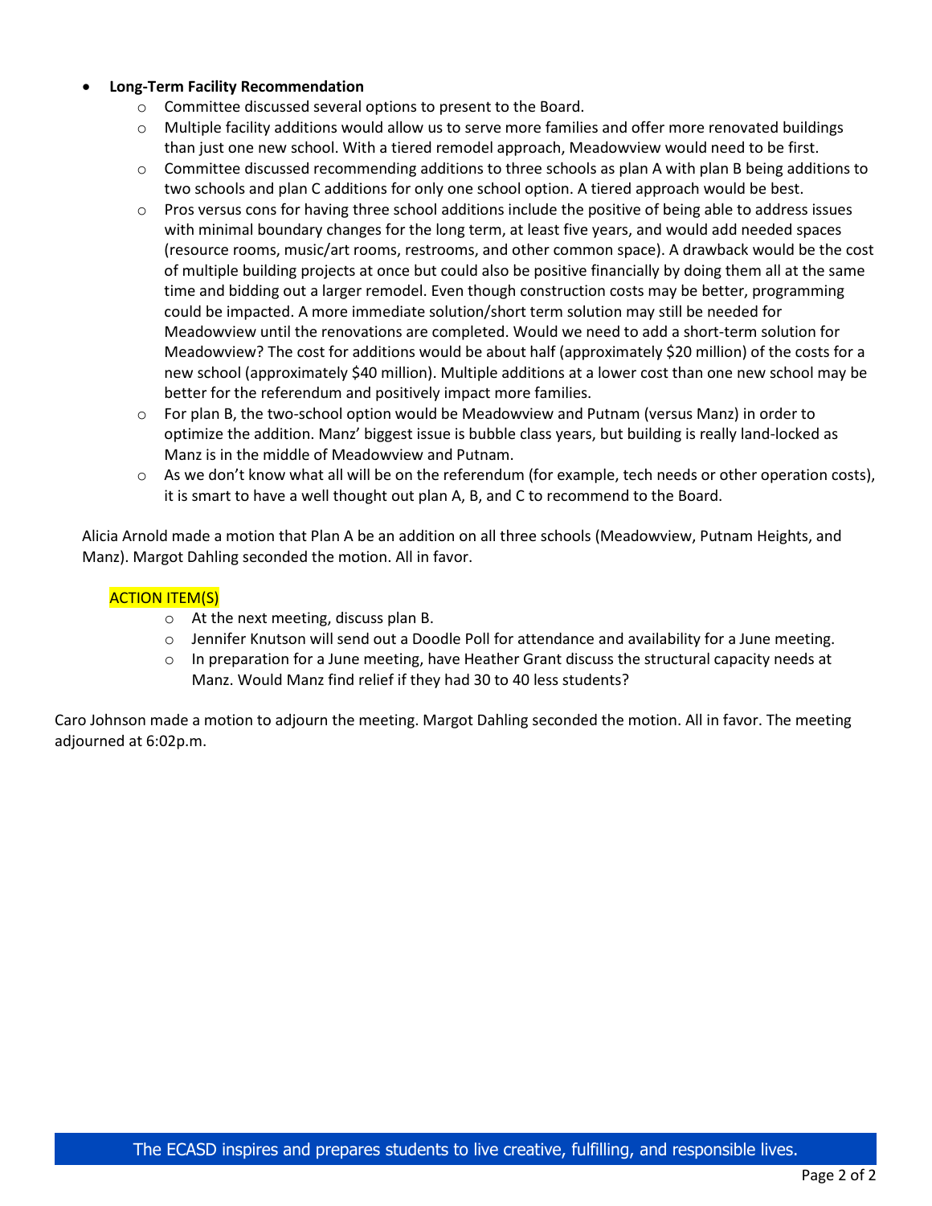- **Long-Term Facility Recommendation**
  - Committee discussed several options to present to the Board.
  - Multiple facility additions would allow us to serve more families and offer more renovated buildings than just one new school. With a tiered remodel approach, Meadowview would need to be first.
  - Committee discussed recommending additions to three schools as plan A with plan B being additions to two schools and plan C additions for only one school option. A tiered approach would be best.
  - Pros versus cons for having three school additions include the positive of being able to address issues with minimal boundary changes for the long term, at least five years, and would add needed spaces (resource rooms, music/art rooms, restrooms, and other common space). A drawback would be the cost of multiple building projects at once but could also be positive financially by doing them all at the same time and bidding out a larger remodel. Even though construction costs may be better, programming could be impacted. A more immediate solution/short term solution may still be needed for Meadowview until the renovations are completed. Would we need to add a short-term solution for Meadowview? The cost for additions would be about half (approximately $20 million) of the costs for a new school (approximately $40 million). Multiple additions at a lower cost than one new school may be better for the referendum and positively impact more families.
  - For plan B, the two-school option would be Meadowview and Putnam (versus Manz) in order to optimize the addition. Manz' biggest issue is bubble class years, but building is really land-locked as Manz is in the middle of Meadowview and Putnam.
  - As we don't know what all will be on the referendum (for example, tech needs or other operation costs), it is smart to have a well thought out plan A, B, and C to recommend to the Board.

Alicia Arnold made a motion that Plan A be an addition on all three schools (Meadowview, Putnam Heights, and Manz). Margot Dahling seconded the motion. All in favor.

ACTION ITEM(S)

- At the next meeting, discuss plan B.
- Jennifer Knutson will send out a Doodle Poll for attendance and availability for a June meeting.
- In preparation for a June meeting, have Heather Grant discuss the structural capacity needs at Manz. Would Manz find relief if they had 30 to 40 less students?

Caro Johnson made a motion to adjourn the meeting. Margot Dahling seconded the motion. All in favor. The meeting adjourned at 6:02p.m.

The ECASD inspires and prepares students to live creative, fulfilling, and responsible lives.